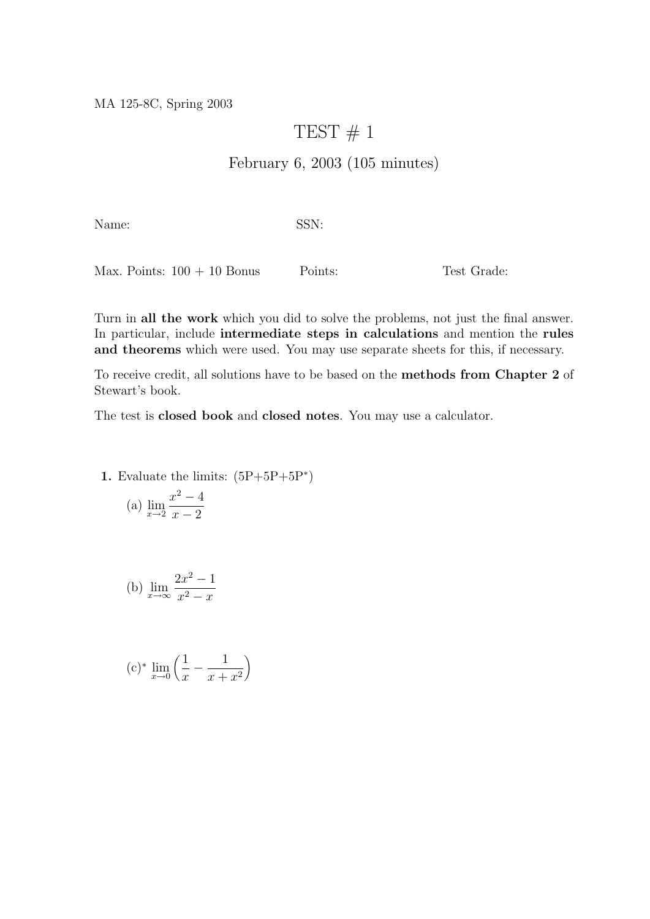MA 125-8C, Spring 2003

# TEST # 1

## February 6, 2003 (105 minutes)

Name: SSN:

Max. Points: 100 + 10 Bonus Points: Test Grade:

Turn in **all the work** which you did to solve the problems, not just the final answer. In particular, include **intermediate steps in calculations** and mention the **rules and theorems** which were used. You may use separate sheets for this, if necessary.

To receive credit, all solutions have to be based on the **methods from Chapter 2** of Stewart's book.

The test is **closed book** and **closed notes**. You may use a calculator.

**1.** Evaluate the limits: (5P+5P+5P*)

(a) $\lim_{x \to 2} \dfrac{x^2 - 4}{x - 2}$

(b) $\lim_{x \to \infty} \dfrac{2x^2 - 1}{x^2 - x}$

(c)* $\lim_{x \to 0} \left( \dfrac{1}{x} - \dfrac{1}{x + x^2} \right)$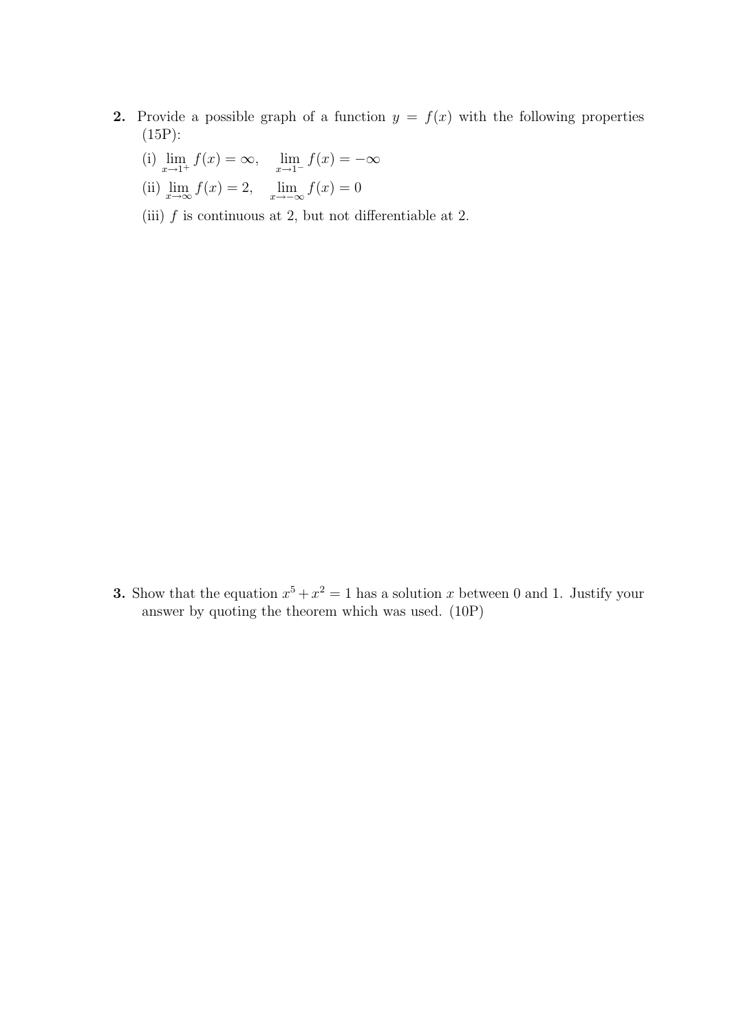**2.** Provide a possible graph of a function $y = f(x)$ with the following properties (15P):

(i) $\lim_{x \to 1^+} f(x) = \infty, \quad \lim_{x \to 1^-} f(x) = -\infty$

(ii) $\lim_{x \to \infty} f(x) = 2, \quad \lim_{x \to -\infty} f(x) = 0$

(iii) $f$ is continuous at 2, but not differentiable at 2.

**3.** Show that the equation $x^5 + x^2 = 1$ has a solution $x$ between 0 and 1. Justify your answer by quoting the theorem which was used. (10P)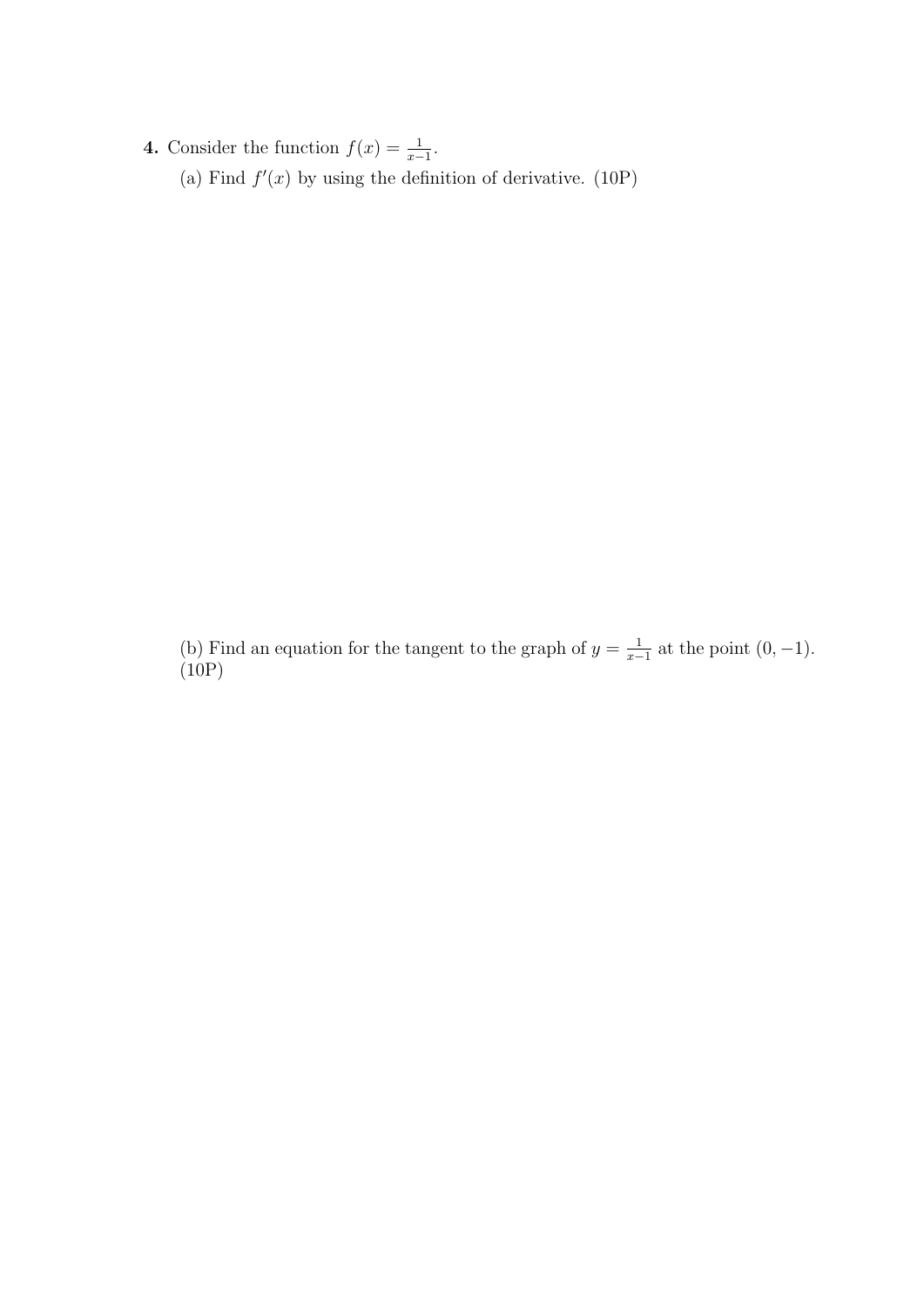**4.** Consider the function $f(x) = \frac{1}{x-1}$.

(a) Find $f'(x)$ by using the definition of derivative. (10P)

(b) Find an equation for the tangent to the graph of $y = \frac{1}{x-1}$ at the point $(0, -1)$. (10P)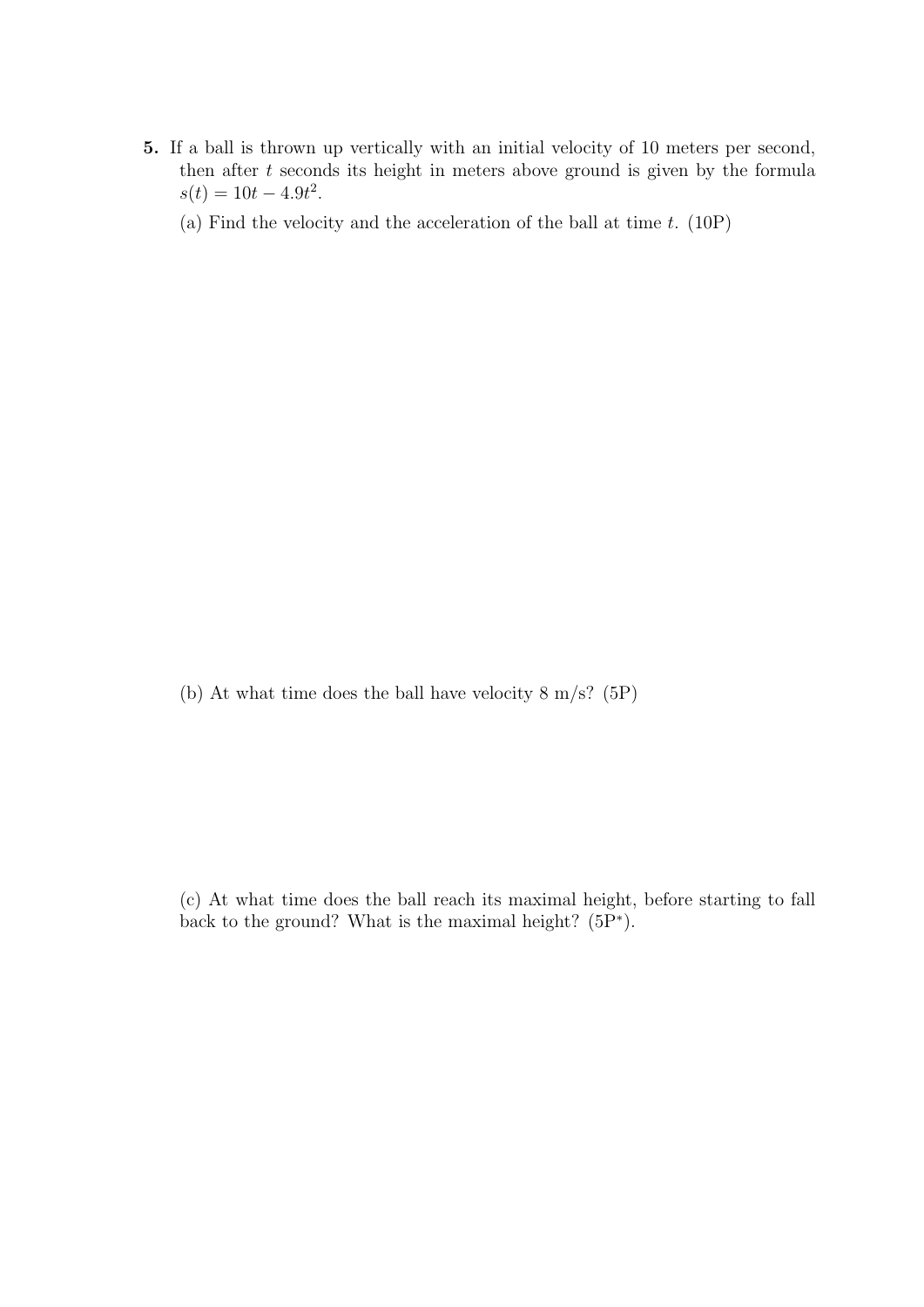**5.** If a ball is thrown up vertically with an initial velocity of 10 meters per second, then after $t$ seconds its height in meters above ground is given by the formula $s(t) = 10t - 4.9t^2$.

(a) Find the velocity and the acceleration of the ball at time $t$. (10P)

(b) At what time does the ball have velocity 8 m/s? (5P)

(c) At what time does the ball reach its maximal height, before starting to fall back to the ground? What is the maximal height? ($5P^*$).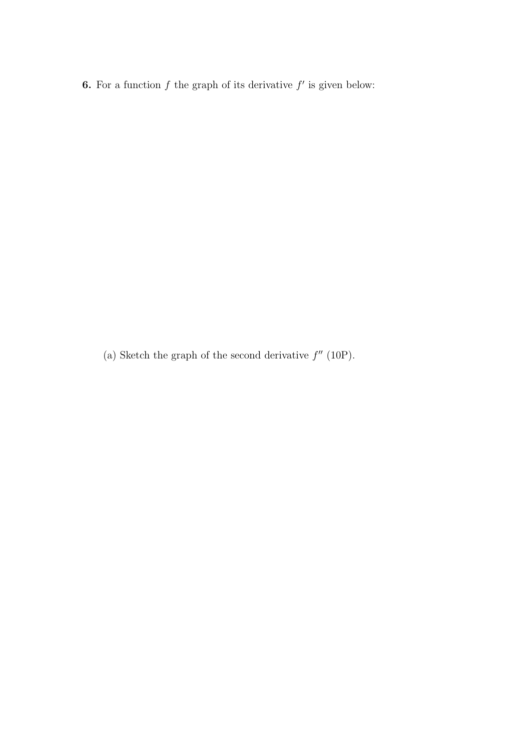**6.** For a function $f$ the graph of its derivative $f'$ is given below:

(a) Sketch the graph of the second derivative $f''$ (10P).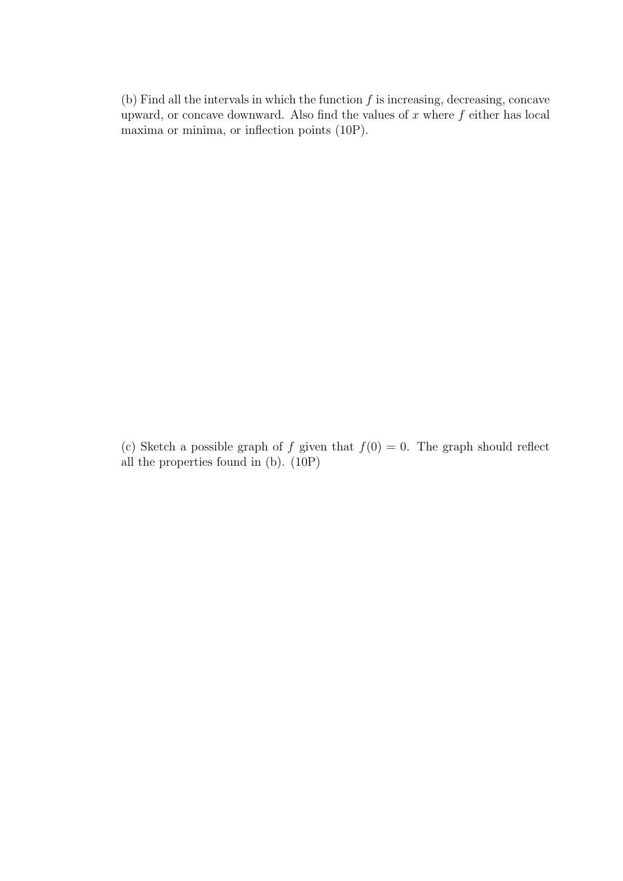(b) Find all the intervals in which the function $f$ is increasing, decreasing, concave upward, or concave downward. Also find the values of $x$ where $f$ either has local maxima or minima, or inflection points (10P).

(c) Sketch a possible graph of $f$ given that $f(0) = 0$. The graph should reflect all the properties found in (b). (10P)